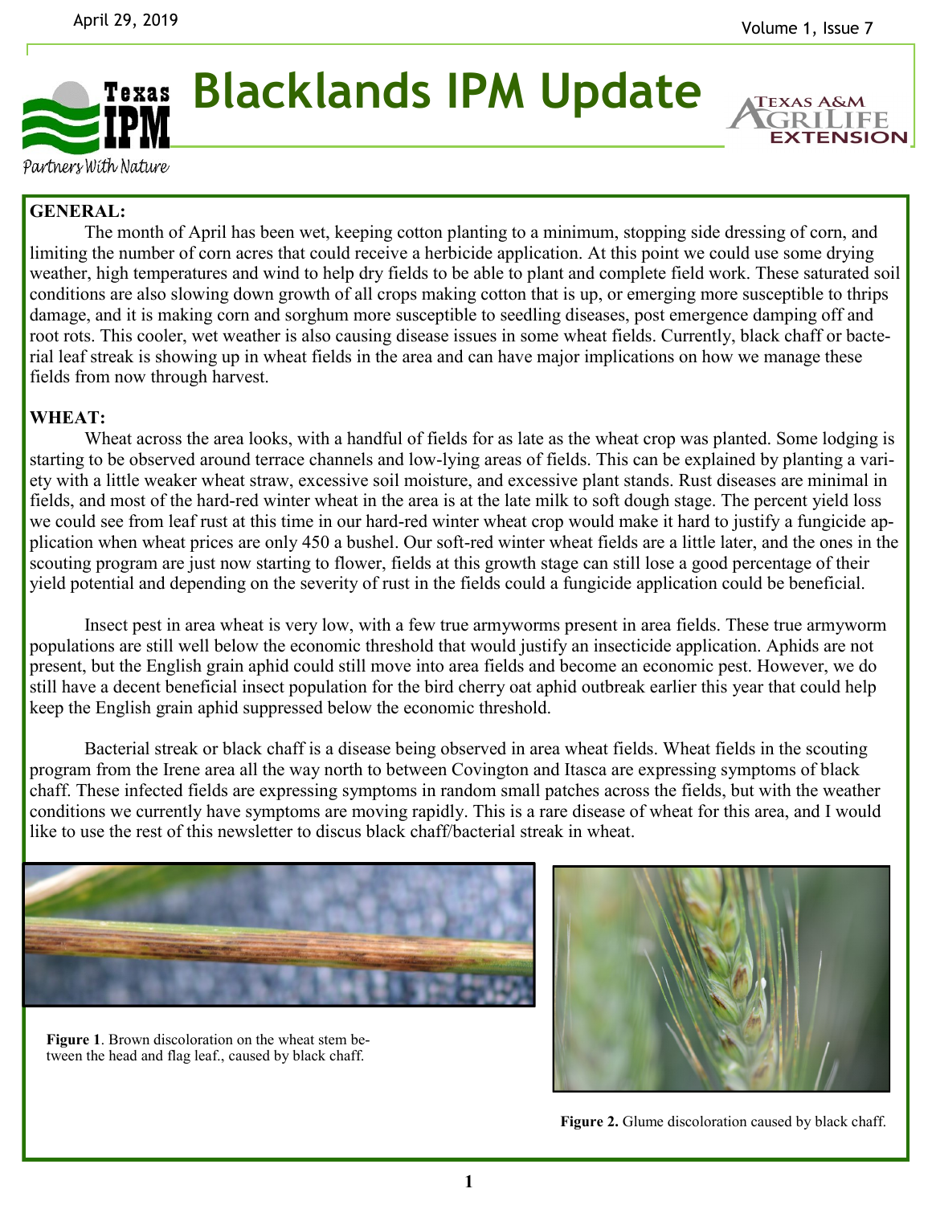# Blacklands IPM Update

April 29, 2019

## GENERAL:

The month of April has been wet, keeping cotton planting to a minimum, stopping side dressing of corn, and limiting the number of corn acres that could receive a herbicide application. At this point we could use some drying weather, high temperatures and wind to help dry fields to be able to plant and complete field work. These saturated soil conditions are also slowing down growth of all crops making cotton that is up, or emerging more susceptible to thrips damage, and it is making corn and sorghum more susceptible to seedling diseases, post emergence damping off and root rots. This cooler, wet weather is also causing disease issues in some wheat fields. Currently, black chaff or bacterial leaf streak is showing up in wheat fields in the area and can have major implications on how we manage these fields from now through harvest.

## WHEAT:

Wheat across the area looks, with a handful of fields for as late as the wheat crop was planted. Some lodging is starting to be observed around terrace channels and low-lying areas of fields. This can be explained by planting a variety with a little weaker wheat straw, excessive soil moisture, and excessive plant stands. Rust diseases are minimal in fields, and most of the hard-red winter wheat in the area is at the late milk to soft dough stage. The percent yield loss we could see from leaf rust at this time in our hard-red winter wheat crop would make it hard to justify a fungicide application when wheat prices are only 450 a bushel. Our soft-red winter wheat fields are a little later, and the ones in the scouting program are just now starting to flower, fields at this growth stage can still lose a good percentage of their yield potential and depending on the severity of rust in the fields could a fungicide application could be beneficial.

Insect pest in area wheat is very low, with a few true armyworms present in area fields. These true armyworm populations are still well below the economic threshold that would justify an insecticide application. Aphids are not present, but the English grain aphid could still move into area fields and become an economic pest. However, we do still have a decent beneficial insect population for the bird cherry oat aphid outbreak earlier this year that could help keep the English grain aphid suppressed below the economic threshold.

Bacterial streak or black chaff is a disease being observed in area wheat fields. Wheat fields in the scouting program from the Irene area all the way north to between Covington and Itasca are expressing symptoms of black chaff. These infected fields are expressing symptoms in random small patches across the fields, but with the weather conditions we currently have symptoms are moving rapidly. This is a rare disease of wheat for this area, and I would like to use the rest of this newsletter to discus black chaff/bacterial streak in wheat.

**Figure 1**. Brown discoloration on the wheat stem between the head and flag leaf., caused by black chaff.

**Figure 2.** Glume discoloration caused by black chaff.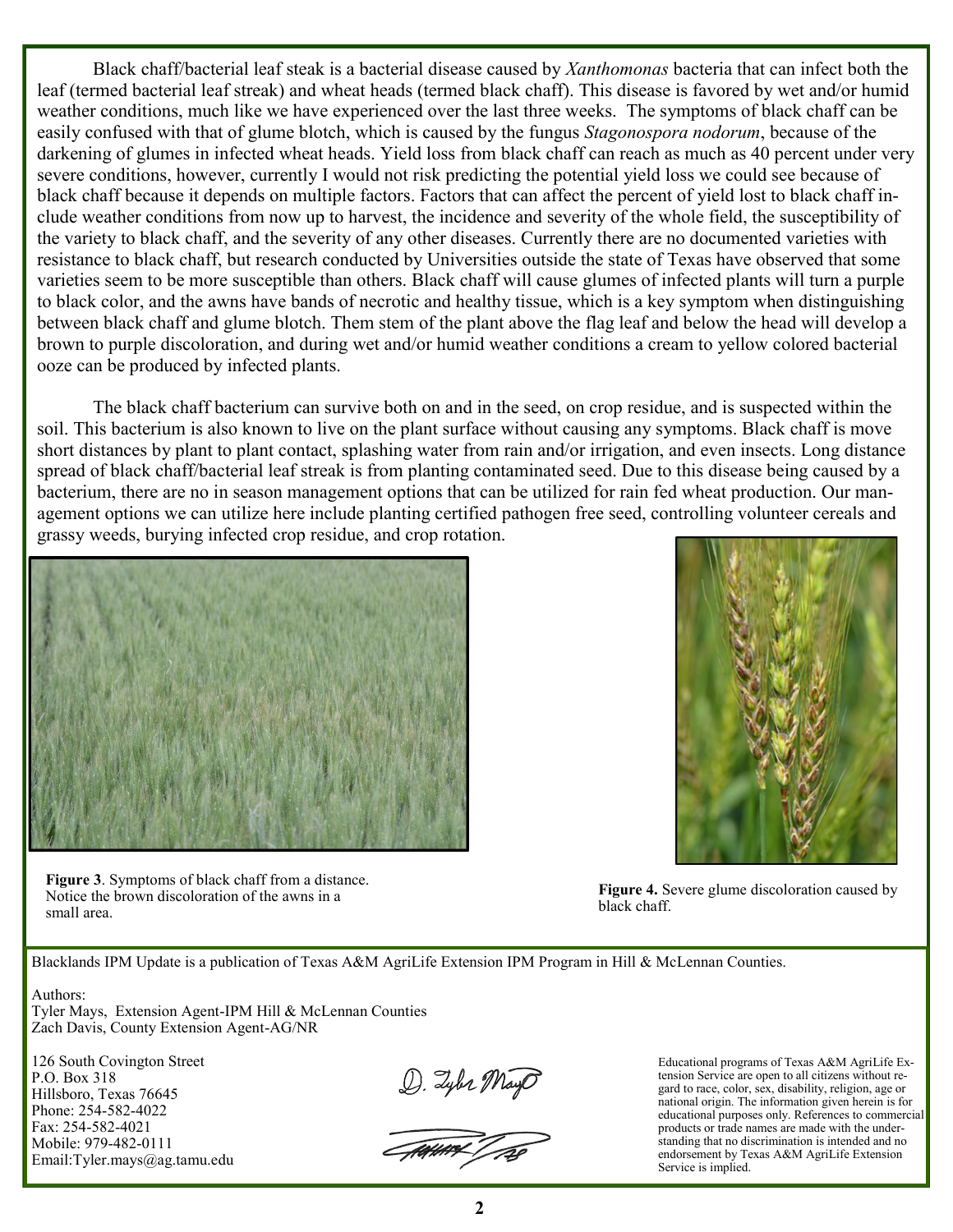Black chaff/bacterial leaf steak is a bacterial disease caused by *Xanthomonas* bacteria that can infect both the leaf (termed bacterial leaf streak) and wheat heads (termed black chaff). This disease is favored by wet and/or humid weather conditions, much like we have experienced over the last three weeks. The symptoms of black chaff can be easily confused with that of glume blotch, which is caused by the fungus *Stagonospora nodorum*, because of the darkening of glumes in infected wheat heads. Yield loss from black chaff can reach as much as 40 percent under very severe conditions, however, currently I would not risk predicting the potential yield loss we could see because of black chaff because it depends on multiple factors. Factors that can affect the percent of yield lost to black chaff include weather conditions from now up to harvest, the incidence and severity of the whole field, the susceptibility of the variety to black chaff, and the severity of any other diseases. Currently there are no documented varieties with resistance to black chaff, but research conducted by Universities outside the state of Texas have observed that some varieties seem to be more susceptible than others. Black chaff will cause glumes of infected plants will turn a purple to black color, and the awns have bands of necrotic and healthy tissue, which is a key symptom when distinguishing between black chaff and glume blotch. Them stem of the plant above the flag leaf and below the head will develop a brown to purple discoloration, and during wet and/or humid weather conditions a cream to yellow colored bacterial ooze can be produced by infected plants.

The black chaff bacterium can survive both on and in the seed, on crop residue, and is suspected within the soil. This bacterium is also known to live on the plant surface without causing any symptoms. Black chaff is move short distances by plant to plant contact, splashing water from rain and/or irrigation, and even insects. Long distance spread of black chaff/bacterial leaf streak is from planting contaminated seed. Due to this disease being caused by a bacterium, there are no in season management options that can be utilized for rain fed wheat production. Our management options we can utilize here include planting certified pathogen free seed, controlling volunteer cereals and grassy weeds, burying infected crop residue, and crop rotation.

**Figure 3**. Symptoms of black chaff from a distance. Notice the brown discoloration of the awns in a small area.

**Figure 4.** Severe glume discoloration caused by black chaff.

Blacklands IPM Update is a publication of Texas A&M AgriLife Extension IPM Program in Hill & McLennan Counties.

Authors:
Tyler Mays, Extension Agent-IPM Hill & McLennan Counties
Zach Davis, County Extension Agent-AG/NR

126 South Covington Street
P.O. Box 318
Hillsboro, Texas 76645
Phone: 254-582-4022
Fax: 254-582-4021
Mobile: 979-482-0111
Email:Tyler.mays@ag.tamu.edu

Educational programs of Texas A&M AgriLife Extension Service are open to all citizens without regard to race, color, sex, disability, religion, age or national origin. The information given herein is for educational purposes only. References to commercial products or trade names are made with the understanding that no discrimination is intended and no endorsement by Texas A&M AgriLife Extension Service is implied.